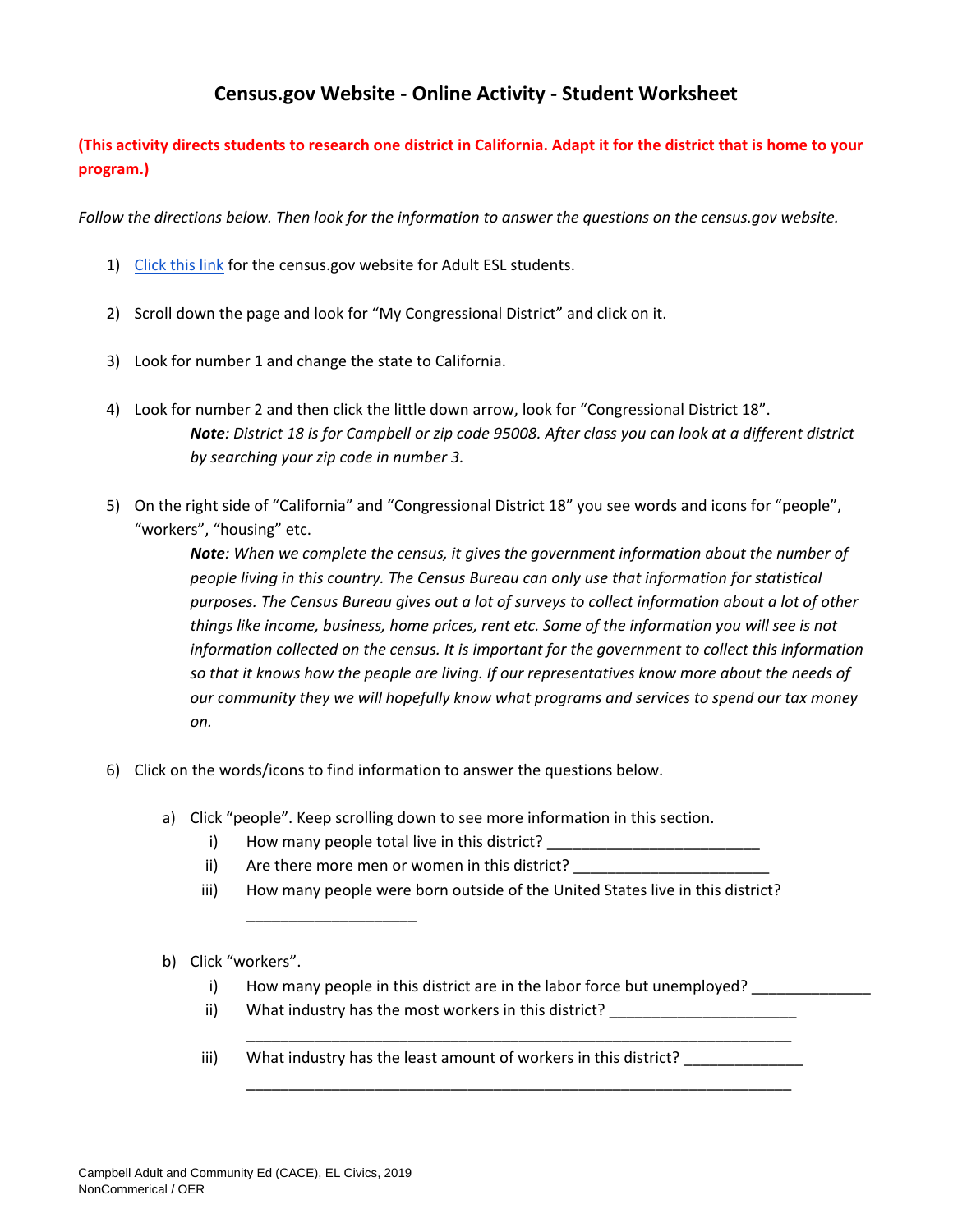# Census.gov Website - Online Activity - Student Worksheet

**(This activity directs students to research one district in California. Adapt it for the district that is home to your program.)**

*Follow the directions below. Then look for the information to answer the questions on the census.gov website.*

1) Click this link for the census.gov website for Adult ESL students.

2) Scroll down the page and look for "My Congressional District" and click on it.

3) Look for number 1 and change the state to California.

4) Look for number 2 and then click the little down arrow, look for "Congressional District 18".
   ***Note**: District 18 is for Campbell or zip code 95008. After class you can look at a different district by searching your zip code in number 3.*

5) On the right side of "California" and "Congressional District 18" you see words and icons for "people", "workers", "housing" etc.
   ***Note**: When we complete the census, it gives the government information about the number of people living in this country. The Census Bureau can only use that information for statistical purposes. The Census Bureau gives out a lot of surveys to collect information about a lot of other things like income, business, home prices, rent etc. Some of the information you will see is not information collected on the census. It is important for the government to collect this information so that it knows how the people are living. If our representatives know more about the needs of our community they we will hopefully know what programs and services to spend our tax money on.*

6) Click on the words/icons to find information to answer the questions below.

   a) Click "people". Keep scrolling down to see more information in this section.
      i) How many people total live in this district? _________________________
      ii) Are there more men or women in this district? _______________________
      iii) How many people were born outside of the United States live in this district? ____________________

   b) Click "workers".
      i) How many people in this district are in the labor force but unemployed? ______________
      ii) What industry has the most workers in this district? ______________________ _________________________________________________________________
      iii) What industry has the least amount of workers in this district? ______________ _________________________________________________________________

Campbell Adult and Community Ed (CACE), EL Civics, 2019
NonCommerical / OER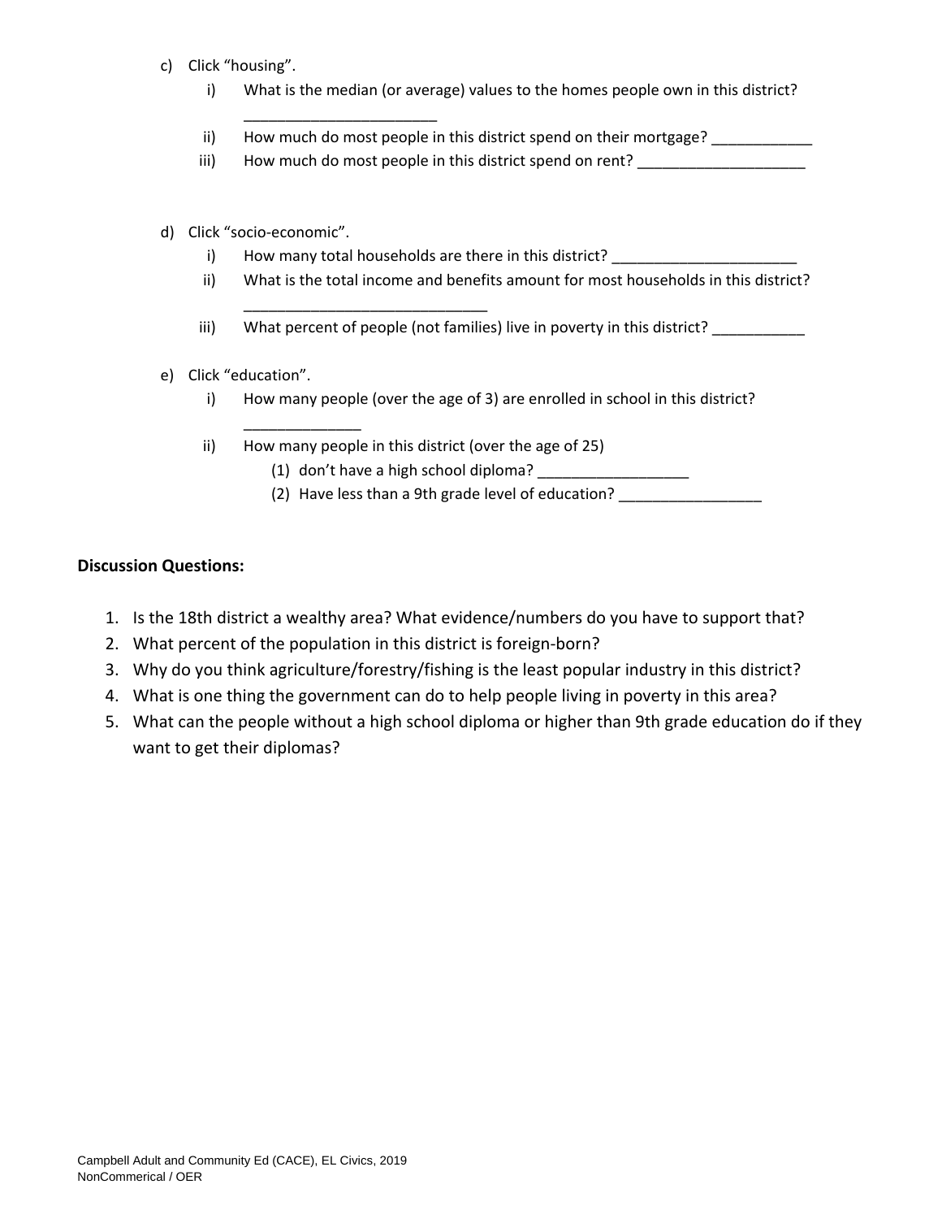c) Click “housing”.
   i) What is the median (or average) values to the homes people own in this district? ________________________
   ii) How much do most people in this district spend on their mortgage? ____________
   iii) How much do most people in this district spend on rent? ____________________

d) Click “socio-economic”.
   i) How many total households are there in this district? ______________________
   ii) What is the total income and benefits amount for most households in this district? ______________________________
   iii) What percent of people (not families) live in poverty in this district? ___________

e) Click “education”.
   i) How many people (over the age of 3) are enrolled in school in this district? ______________
   ii) How many people in this district (over the age of 25)
      (1) don’t have a high school diploma? __________________
      (2) Have less than a 9th grade level of education? _________________

**Discussion Questions:**

1. Is the 18th district a wealthy area? What evidence/numbers do you have to support that?
2. What percent of the population in this district is foreign-born?
3. Why do you think agriculture/forestry/fishing is the least popular industry in this district?
4. What is one thing the government can do to help people living in poverty in this area?
5. What can the people without a high school diploma or higher than 9th grade education do if they want to get their diplomas?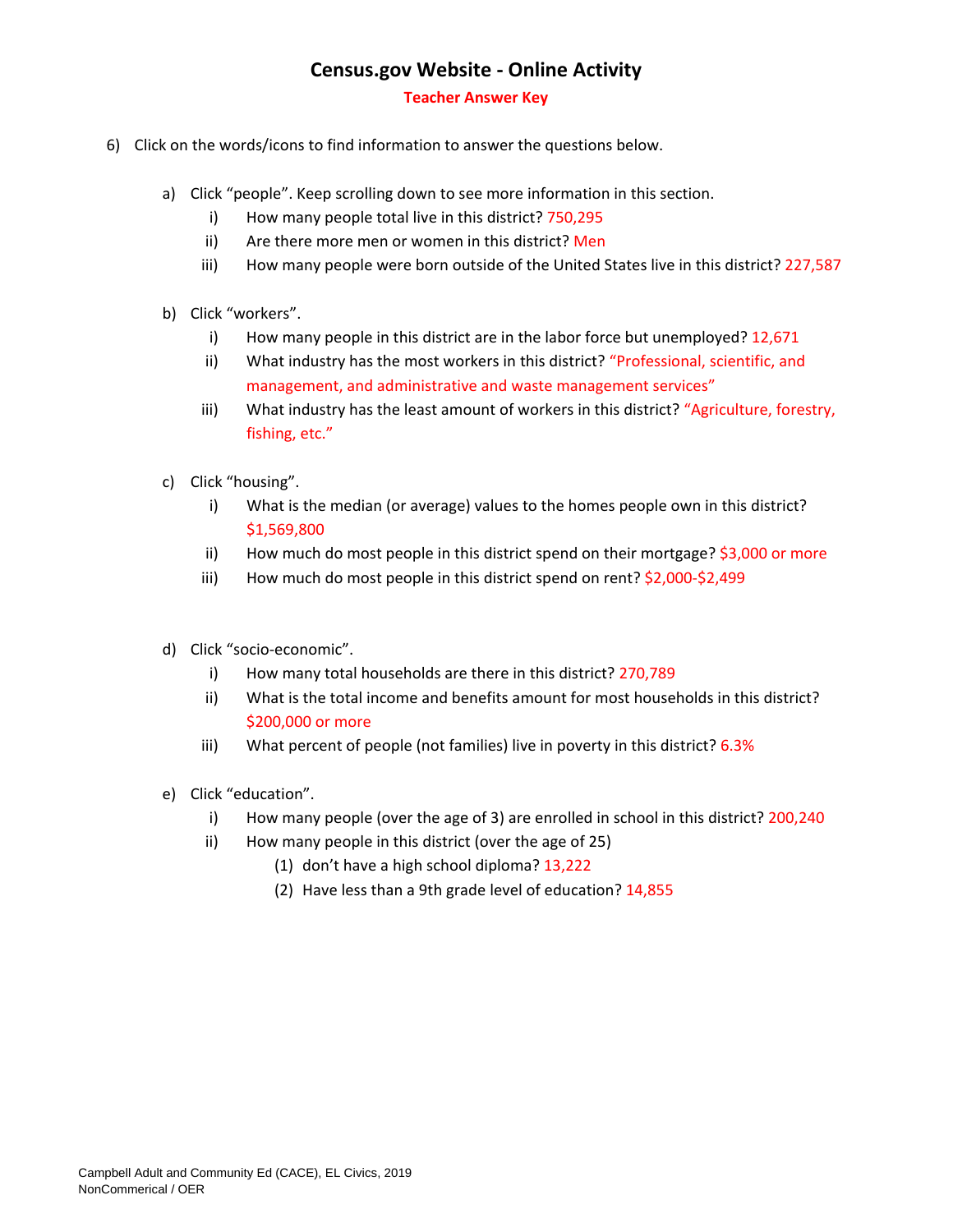# Census.gov Website - Online Activity

**Teacher Answer Key**

6) Click on the words/icons to find information to answer the questions below.

   a) Click "people". Keep scrolling down to see more information in this section.
      i) How many people total live in this district? 750,295
      ii) Are there more men or women in this district? Men
      iii) How many people were born outside of the United States live in this district? 227,587

   b) Click "workers".
      i) How many people in this district are in the labor force but unemployed? 12,671
      ii) What industry has the most workers in this district? "Professional, scientific, and management, and administrative and waste management services"
      iii) What industry has the least amount of workers in this district? "Agriculture, forestry, fishing, etc."

   c) Click "housing".
      i) What is the median (or average) values to the homes people own in this district? $1,569,800
      ii) How much do most people in this district spend on their mortgage? $3,000 or more
      iii) How much do most people in this district spend on rent? $2,000-$2,499

   d) Click "socio-economic".
      i) How many total households are there in this district? 270,789
      ii) What is the total income and benefits amount for most households in this district? $200,000 or more
      iii) What percent of people (not families) live in poverty in this district? 6.3%

   e) Click "education".
      i) How many people (over the age of 3) are enrolled in school in this district? 200,240
      ii) How many people in this district (over the age of 25)
         (1) don't have a high school diploma? 13,222
         (2) Have less than a 9th grade level of education? 14,855

Campbell Adult and Community Ed (CACE), EL Civics, 2019
NonCommerical / OER